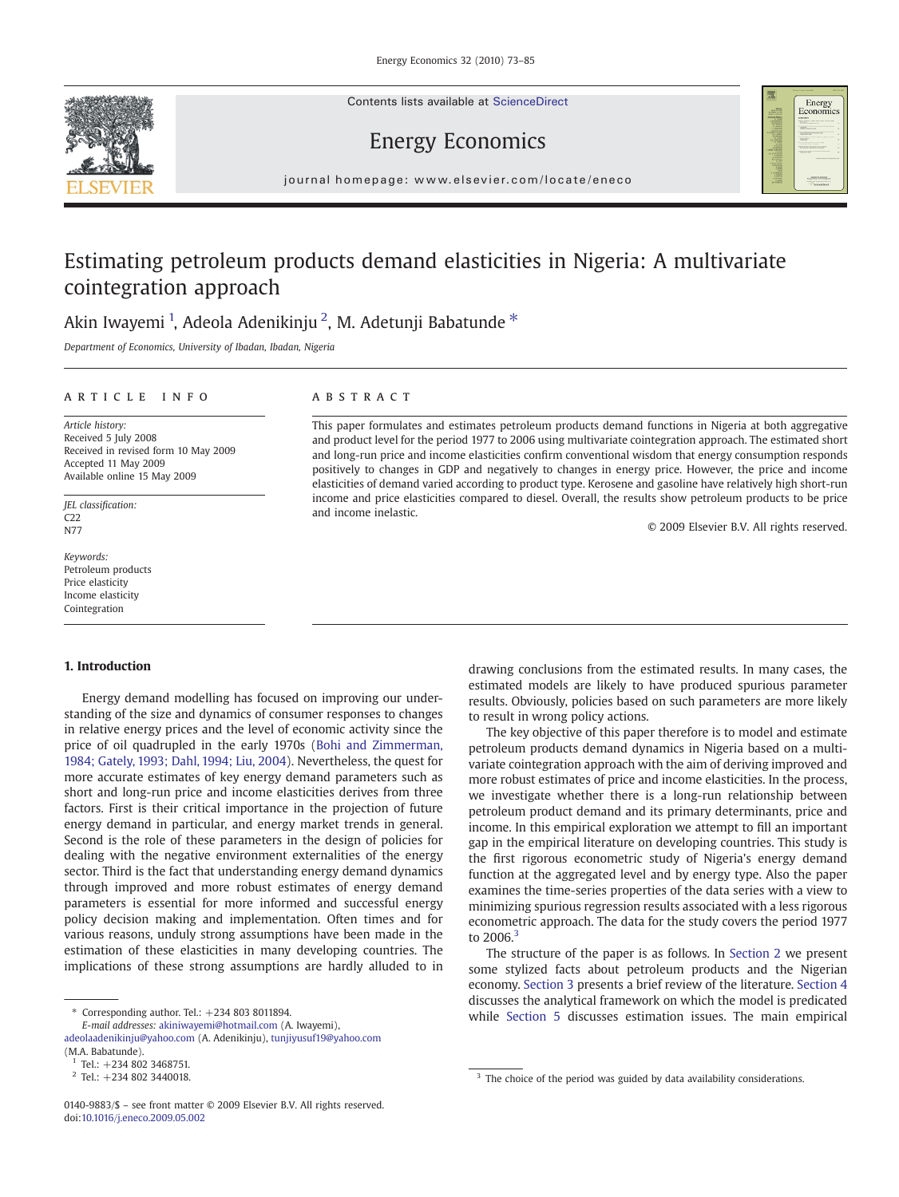# Estimating petroleum products demand elasticities in Nigeria: A multivariate cointegration approach

Akin Iwayemi [1], Adeola Adenikinju [2], M. Adetunji Babatunde *

*Department of Economics, University of Ibadan, Ibadan, Nigeria*

---

**ARTICLE INFO**

*Article history:*
Received 5 July 2008
Received in revised form 10 May 2009
Accepted 11 May 2009
Available online 15 May 2009

*JEL classification:*
C22
N77

*Keywords:*
Petroleum products
Price elasticity
Income elasticity
Cointegration

**ABSTRACT**

This paper formulates and estimates petroleum products demand functions in Nigeria at both aggregative and product level for the period 1977 to 2006 using multivariate cointegration approach. The estimated short and long-run price and income elasticities confirm conventional wisdom that energy consumption responds positively to changes in GDP and negatively to changes in energy price. However, the price and income elasticities of demand varied according to product type. Kerosene and gasoline have relatively high short-run income and price elasticities compared to diesel. Overall, the results show petroleum products to be price and income inelastic.

© 2009 Elsevier B.V. All rights reserved.

## 1. Introduction

Energy demand modelling has focused on improving our understanding of the size and dynamics of consumer responses to changes in relative energy prices and the level of economic activity since the price of oil quadrupled in the early 1970s (Bohi and Zimmerman, 1984; Gately, 1993; Dahl, 1994; Liu, 2004). Nevertheless, the quest for more accurate estimates of key energy demand parameters such as short and long-run price and income elasticities derives from three factors. First is their critical importance in the projection of future energy demand in particular, and energy market trends in general. Second is the role of these parameters in the design of policies for dealing with the negative environment externalities of the energy sector. Third is the fact that understanding energy demand dynamics through improved and more robust estimates of energy demand parameters is essential for more informed and successful energy policy decision making and implementation. Often times and for various reasons, unduly strong assumptions have been made in the estimation of these elasticities in many developing countries. The implications of these strong assumptions are hardly alluded to in drawing conclusions from the estimated results. In many cases, the estimated models are likely to have produced spurious parameter results. Obviously, policies based on such parameters are more likely to result in wrong policy actions.

The key objective of this paper therefore is to model and estimate petroleum products demand dynamics in Nigeria based on a multivariate cointegration approach with the aim of deriving improved and more robust estimates of price and income elasticities. In the process, we investigate whether there is a long-run relationship between petroleum product demand and its primary determinants, price and income. In this empirical exploration we attempt to fill an important gap in the empirical literature on developing countries. This study is the first rigorous econometric study of Nigeria's energy demand function at the aggregated level and by energy type. Also the paper examines the time-series properties of the data series with a view to minimizing spurious regression results associated with a less rigorous econometric approach. The data for the study covers the period 1977 to 2006.[3]

The structure of the paper is as follows. In Section 2 we present some stylized facts about petroleum products and the Nigerian economy. Section 3 presents a brief review of the literature. Section 4 discusses the analytical framework on which the model is predicated while Section 5 discusses estimation issues. The main empirical

---

* Corresponding author. Tel.: +234 803 8011894.
E-mail addresses: akiniwayemi@hotmail.com (A. Iwayemi), adeolaadenikinju@yahoo.com (A. Adenikinju), tunjiyusuf19@yahoo.com (M.A. Babatunde).

[1] Tel.: +234 802 3468751.

[2] Tel.: +234 802 3440018.

[3] The choice of the period was guided by data availability considerations.

0140-9883/$ – see front matter © 2009 Elsevier B.V. All rights reserved.
doi:10.1016/j.eneco.2009.05.002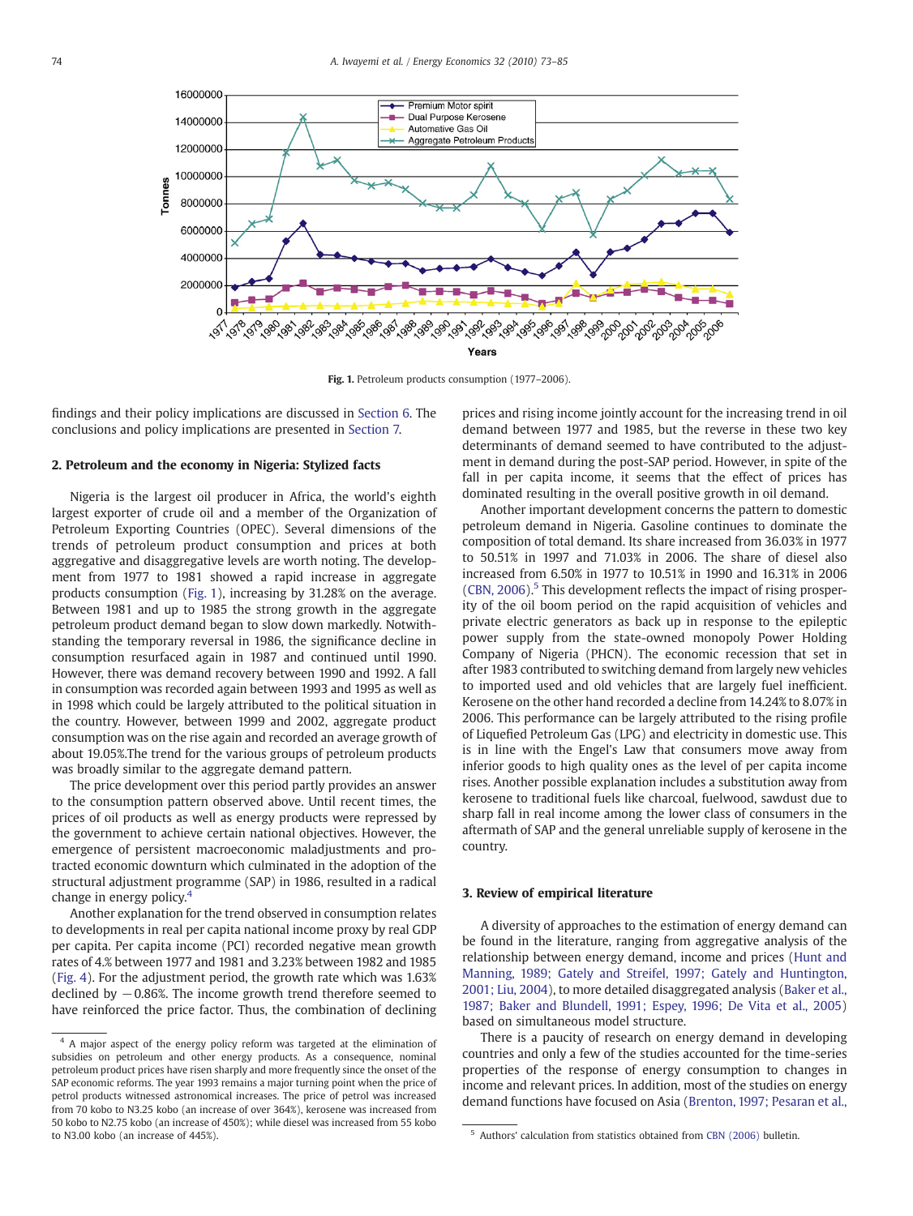Fig. 1. Petroleum products consumption (1977–2006).

findings and their policy implications are discussed in Section 6. The conclusions and policy implications are presented in Section 7.

## 2. Petroleum and the economy in Nigeria: Stylized facts

Nigeria is the largest oil producer in Africa, the world's eighth largest exporter of crude oil and a member of the Organization of Petroleum Exporting Countries (OPEC). Several dimensions of the trends of petroleum product consumption and prices at both aggregative and disaggregative levels are worth noting. The development from 1977 to 1981 showed a rapid increase in aggregate products consumption (Fig. 1), increasing by 31.28% on the average. Between 1981 and up to 1985 the strong growth in the aggregate petroleum product demand began to slow down markedly. Notwithstanding the temporary reversal in 1986, the significance decline in consumption resurfaced again in 1987 and continued until 1990. However, there was demand recovery between 1990 and 1992. A fall in consumption was recorded again between 1993 and 1995 as well as in 1998 which could be largely attributed to the political situation in the country. However, between 1999 and 2002, aggregate product consumption was on the rise again and recorded an average growth of about 19.05%.The trend for the various groups of petroleum products was broadly similar to the aggregate demand pattern.

The price development over this period partly provides an answer to the consumption pattern observed above. Until recent times, the prices of oil products as well as energy products were repressed by the government to achieve certain national objectives. However, the emergence of persistent macroeconomic maladjustments and protracted economic downturn which culminated in the adoption of the structural adjustment programme (SAP) in 1986, resulted in a radical change in energy policy.[4]

Another explanation for the trend observed in consumption relates to developments in real per capita national income proxy by real GDP per capita. Per capita income (PCI) recorded negative mean growth rates of 4.% between 1977 and 1981 and 3.23% between 1982 and 1985 (Fig. 4). For the adjustment period, the growth rate which was 1.63% declined by −0.86%. The income growth trend therefore seemed to have reinforced the price factor. Thus, the combination of declining prices and rising income jointly account for the increasing trend in oil demand between 1977 and 1985, but the reverse in these two key determinants of demand seemed to have contributed to the adjustment in demand during the post-SAP period. However, in spite of the fall in per capita income, it seems that the effect of prices has dominated resulting in the overall positive growth in oil demand.

Another important development concerns the pattern to domestic petroleum demand in Nigeria. Gasoline continues to dominate the composition of total demand. Its share increased from 36.03% in 1977 to 50.51% in 1997 and 71.03% in 2006. The share of diesel also increased from 6.50% in 1977 to 10.51% in 1990 and 16.31% in 2006 (CBN, 2006).[5] This development reflects the impact of rising prosperity of the oil boom period on the rapid acquisition of vehicles and private electric generators as back up in response to the epileptic power supply from the state-owned monopoly Power Holding Company of Nigeria (PHCN). The economic recession that set in after 1983 contributed to switching demand from largely new vehicles to imported used and old vehicles that are largely fuel inefficient. Kerosene on the other hand recorded a decline from 14.24% to 8.07% in 2006. This performance can be largely attributed to the rising profile of Liquefied Petroleum Gas (LPG) and electricity in domestic use. This is in line with the Engel's Law that consumers move away from inferior goods to high quality ones as the level of per capita income rises. Another possible explanation includes a substitution away from kerosene to traditional fuels like charcoal, fuelwood, sawdust due to sharp fall in real income among the lower class of consumers in the aftermath of SAP and the general unreliable supply of kerosene in the country.

## 3. Review of empirical literature

A diversity of approaches to the estimation of energy demand can be found in the literature, ranging from aggregative analysis of the relationship between energy demand, income and prices (Hunt and Manning, 1989; Gately and Streifel, 1997; Gately and Huntington, 2001; Liu, 2004), to more detailed disaggregated analysis (Baker et al., 1987; Baker and Blundell, 1991; Espey, 1996; De Vita et al., 2005) based on simultaneous model structure.

There is a paucity of research on energy demand in developing countries and only a few of the studies accounted for the time-series properties of the response of energy consumption to changes in income and relevant prices. In addition, most of the studies on energy demand functions have focused on Asia (Brenton, 1997; Pesaran et al.,

[4] A major aspect of the energy policy reform was targeted at the elimination of subsidies on petroleum and other energy products. As a consequence, nominal petroleum product prices have risen sharply and more frequently since the onset of the SAP economic reforms. The year 1993 remains a major turning point when the price of petrol products witnessed astronomical increases. The price of petrol was increased from 70 kobo to N3.25 kobo (an increase of over 364%), kerosene was increased from 50 kobo to N2.75 kobo (an increase of 450%); while diesel was increased from 55 kobo to N3.00 kobo (an increase of 445%).

[5] Authors' calculation from statistics obtained from CBN (2006) bulletin.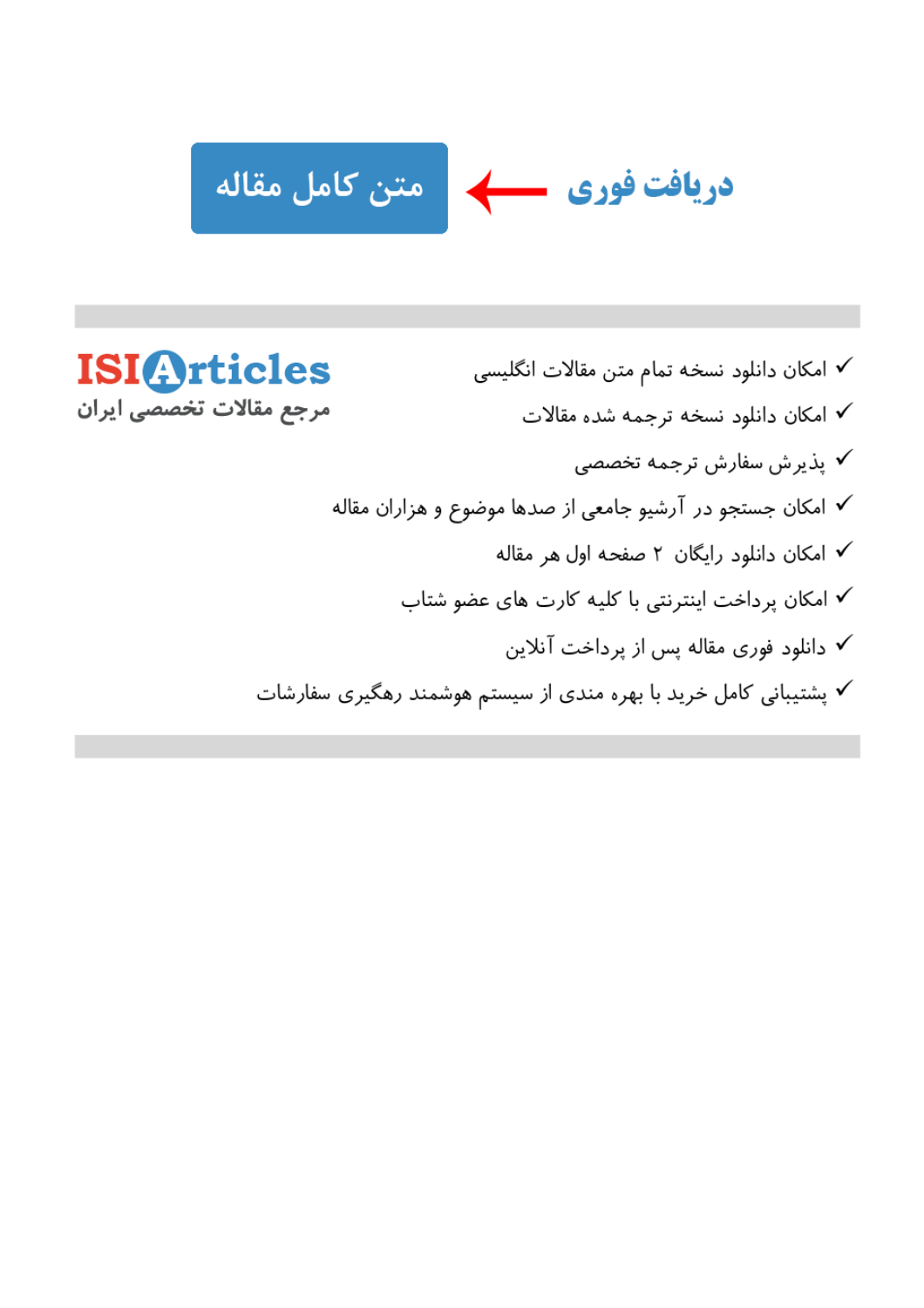دریافت فوری ← **متن کامل مقاله**

**ISIArticles**
مرجع مقالات تخصصی ایران

- ✓ امکان دانلود نسخه تمام متن مقالات انگلیسی
- ✓ امکان دانلود نسخه ترجمه شده مقالات
- ✓ پذیرش سفارش ترجمه تخصصی
- ✓ امکان جستجو در آرشیو جامعی از صدها موضوع و هزاران مقاله
- ✓ امکان دانلود رایگان ۲ صفحه اول هر مقاله
- ✓ امکان پرداخت اینترنتی با کلیه کارت های عضو شتاب
- ✓ دانلود فوری مقاله پس از پرداخت آنلاین
- ✓ پشتیبانی کامل خرید با بهره مندی از سیستم هوشمند رهگیری سفارشات